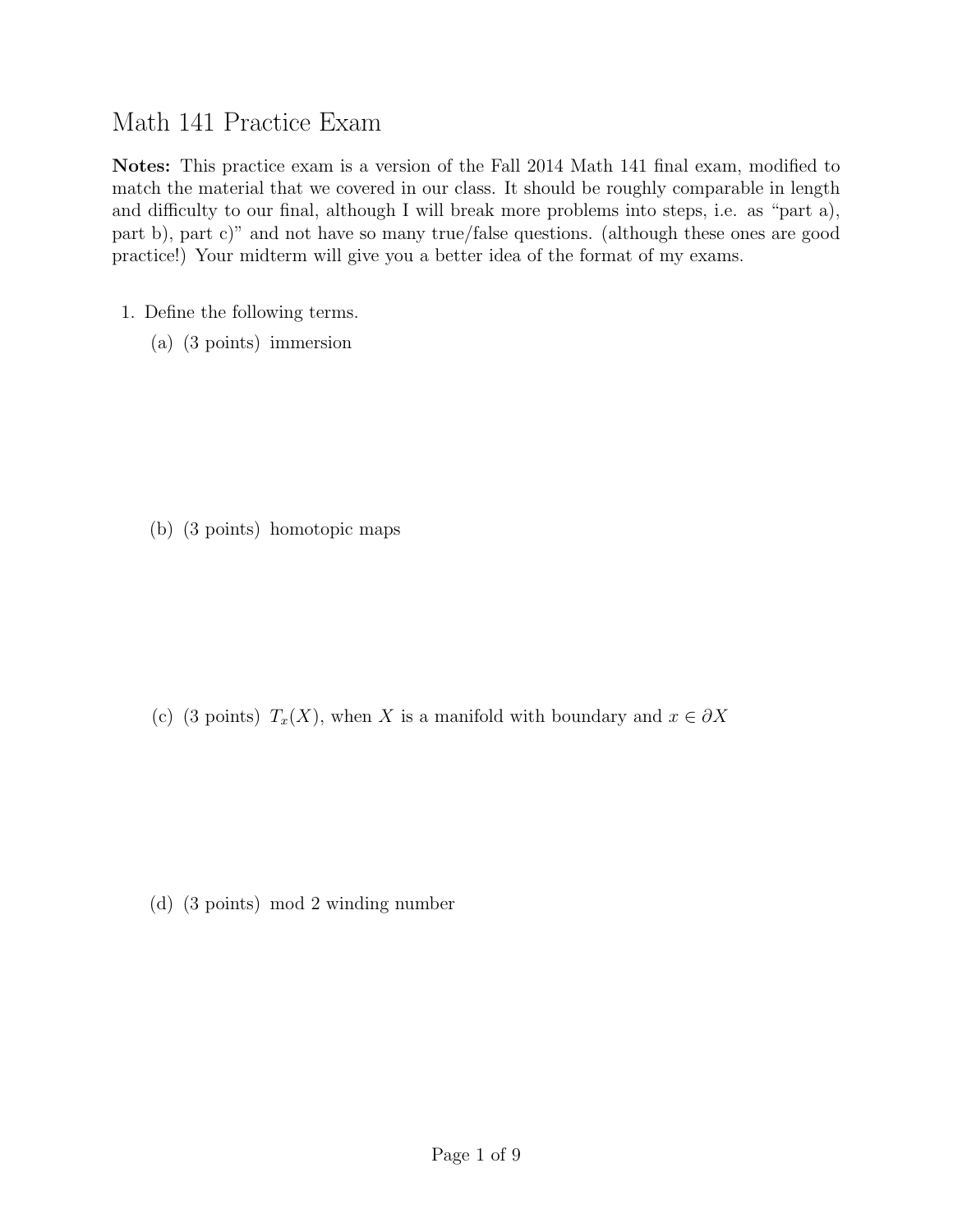# Math 141 Practice Exam

**Notes:** This practice exam is a version of the Fall 2014 Math 141 final exam, modified to match the material that we covered in our class. It should be roughly comparable in length and difficulty to our final, although I will break more problems into steps, i.e. as "part a), part b), part c)" and not have so many true/false questions. (although these ones are good practice!) Your midterm will give you a better idea of the format of my exams.

1. Define the following terms.

   (a) (3 points) immersion

   (b) (3 points) homotopic maps

   (c) (3 points) $T_x(X)$, when $X$ is a manifold with boundary and $x \in \partial X$

   (d) (3 points) mod 2 winding number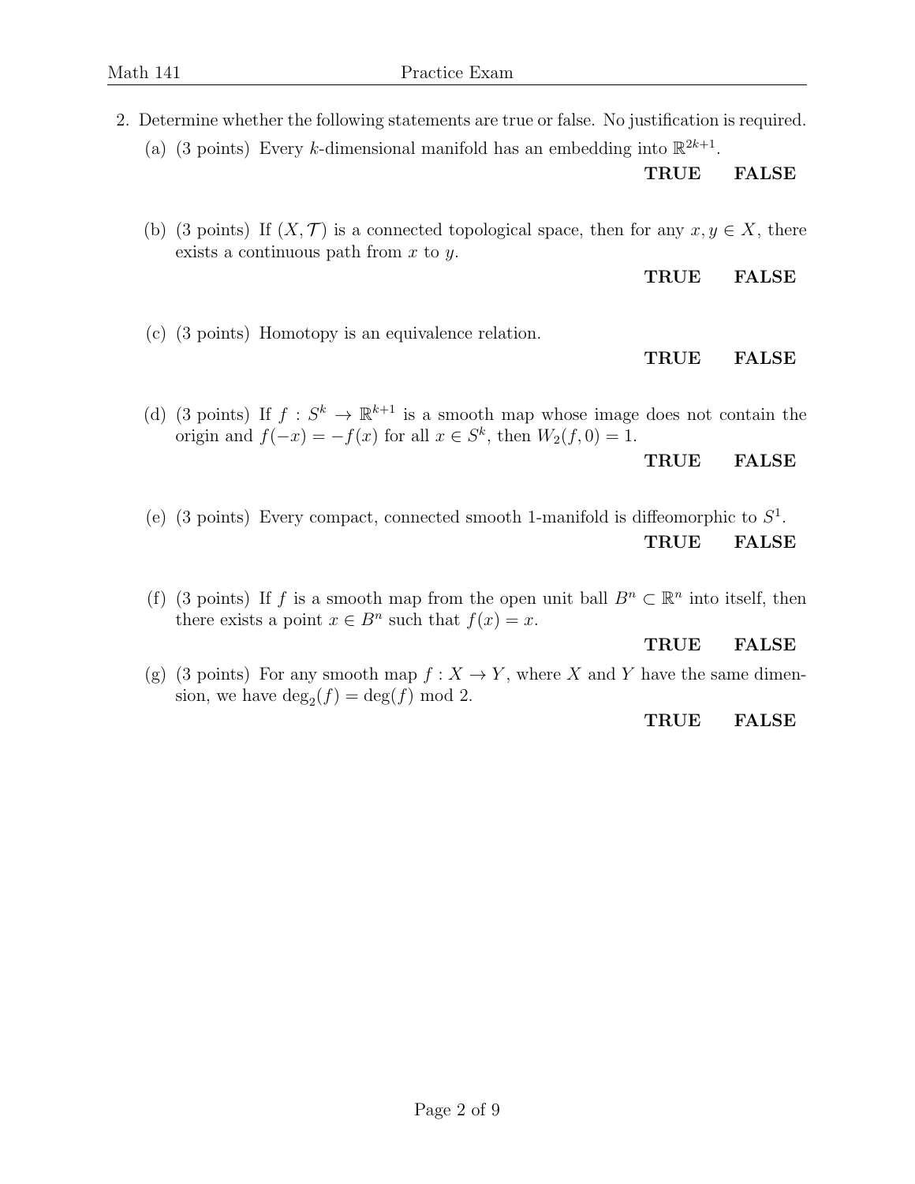2. Determine whether the following statements are true or false. No justification is required.

   (a) (3 points) Every $k$-dimensional manifold has an embedding into $\mathbb{R}^{2k+1}$.

   **TRUE** **FALSE**

   (b) (3 points) If $(X, \mathcal{T})$ is a connected topological space, then for any $x, y \in X$, there exists a continuous path from $x$ to $y$.

   **TRUE** **FALSE**

   (c) (3 points) Homotopy is an equivalence relation.

   **TRUE** **FALSE**

   (d) (3 points) If $f : S^k \to \mathbb{R}^{k+1}$ is a smooth map whose image does not contain the origin and $f(-x) = -f(x)$ for all $x \in S^k$, then $W_2(f, 0) = 1$.

   **TRUE** **FALSE**

   (e) (3 points) Every compact, connected smooth 1-manifold is diffeomorphic to $S^1$.

   **TRUE** **FALSE**

   (f) (3 points) If $f$ is a smooth map from the open unit ball $B^n \subset \mathbb{R}^n$ into itself, then there exists a point $x \in B^n$ such that $f(x) = x$.

   **TRUE** **FALSE**

   (g) (3 points) For any smooth map $f : X \to Y$, where $X$ and $Y$ have the same dimension, we have $\deg_2(f) = \deg(f) \bmod 2$.

   **TRUE** **FALSE**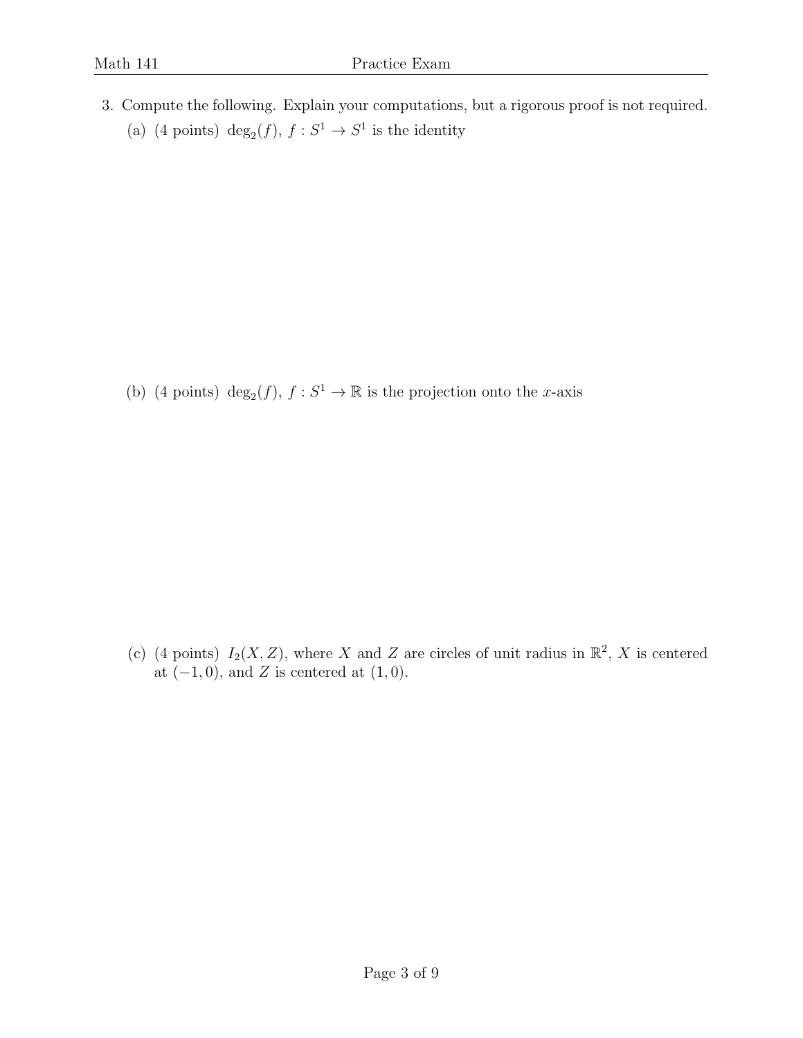3. Compute the following. Explain your computations, but a rigorous proof is not required.

   (a) (4 points) $\deg_2(f)$, $f : S^1 \to S^1$ is the identity

   (b) (4 points) $\deg_2(f)$, $f : S^1 \to \mathbb{R}$ is the projection onto the $x$-axis

   (c) (4 points) $I_2(X, Z)$, where $X$ and $Z$ are circles of unit radius in $\mathbb{R}^2$, $X$ is centered at $(-1, 0)$, and $Z$ is centered at $(1, 0)$.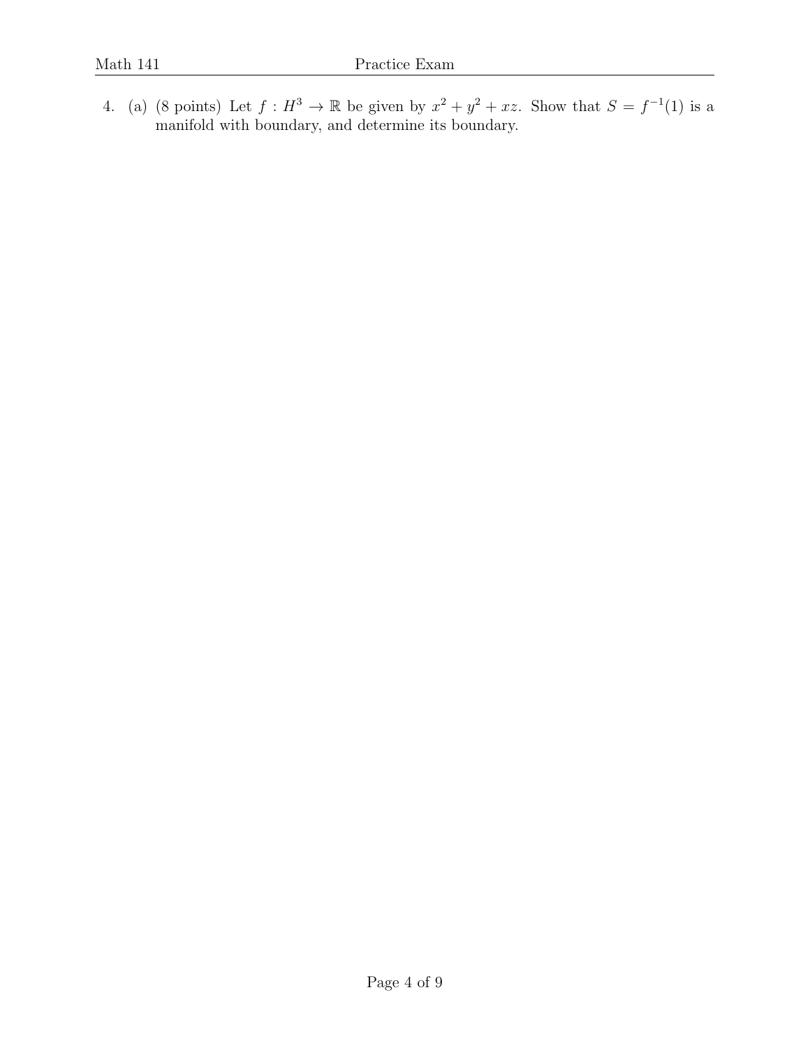4. (a) (8 points) Let $f : H^3 \to \mathbb{R}$ be given by $x^2 + y^2 + xz$. Show that $S = f^{-1}(1)$ is a manifold with boundary, and determine its boundary.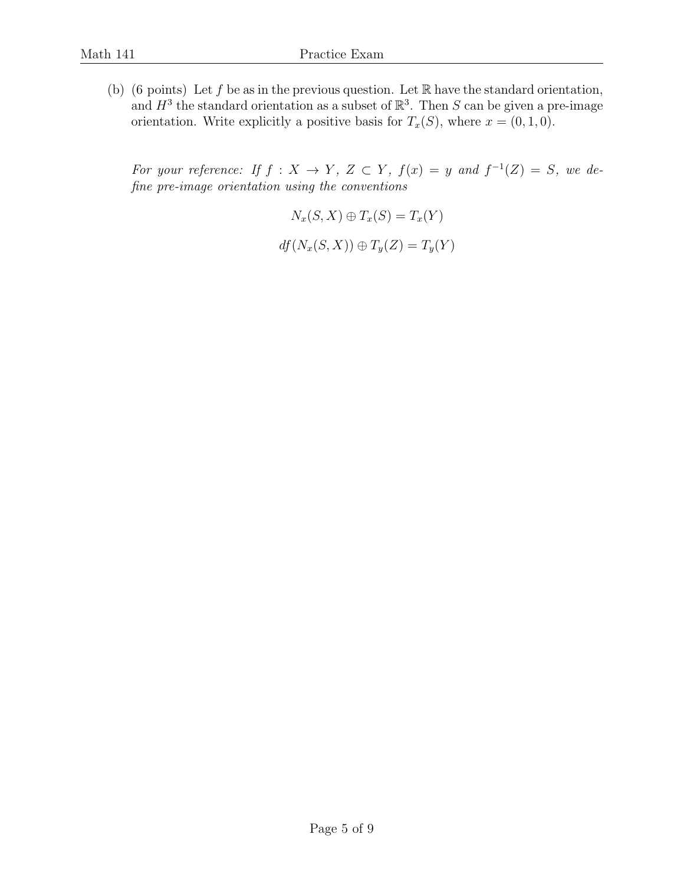(b) (6 points) Let $f$ be as in the previous question. Let $\mathbb{R}$ have the standard orientation, and $H^3$ the standard orientation as a subset of $\mathbb{R}^3$. Then $S$ can be given a pre-image orientation. Write explicitly a positive basis for $T_x(S)$, where $x = (0, 1, 0)$.

*For your reference: If $f : X \to Y$, $Z \subset Y$, $f(x) = y$ and $f^{-1}(Z) = S$, we define pre-image orientation using the conventions*

$$N_x(S, X) \oplus T_x(S) = T_x(Y)$$

$$df(N_x(S, X)) \oplus T_y(Z) = T_y(Y)$$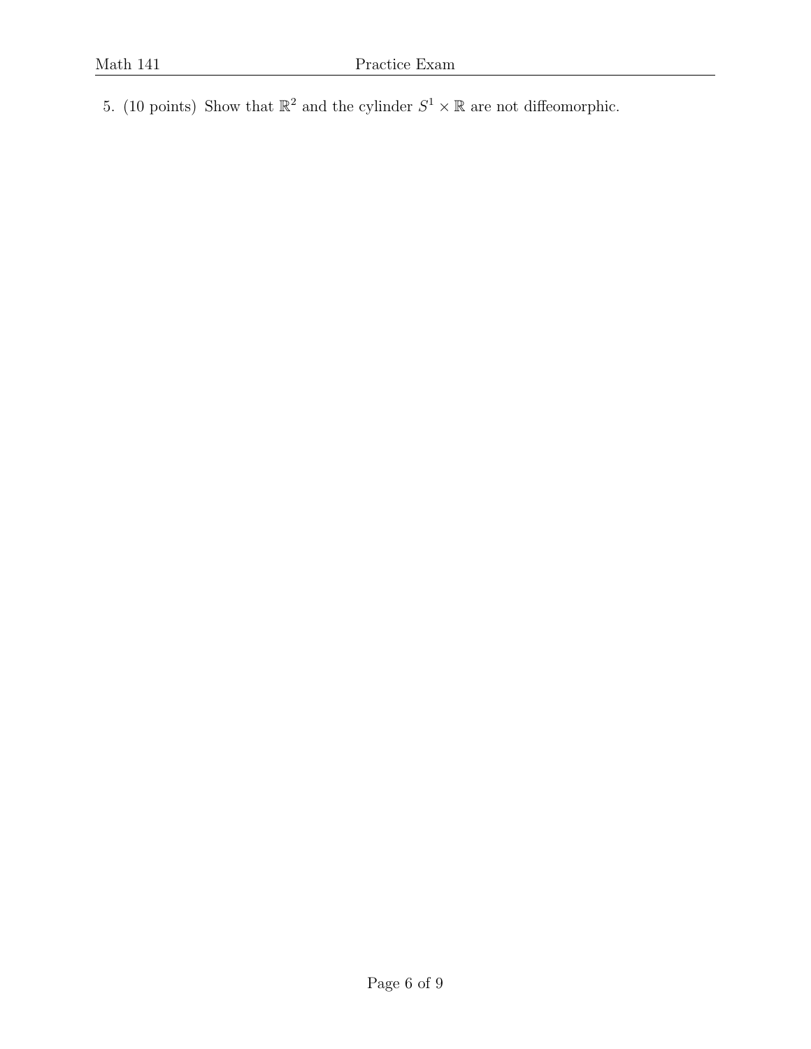5. (10 points) Show that $\mathbb{R}^2$ and the cylinder $S^1 \times \mathbb{R}$ are not diffeomorphic.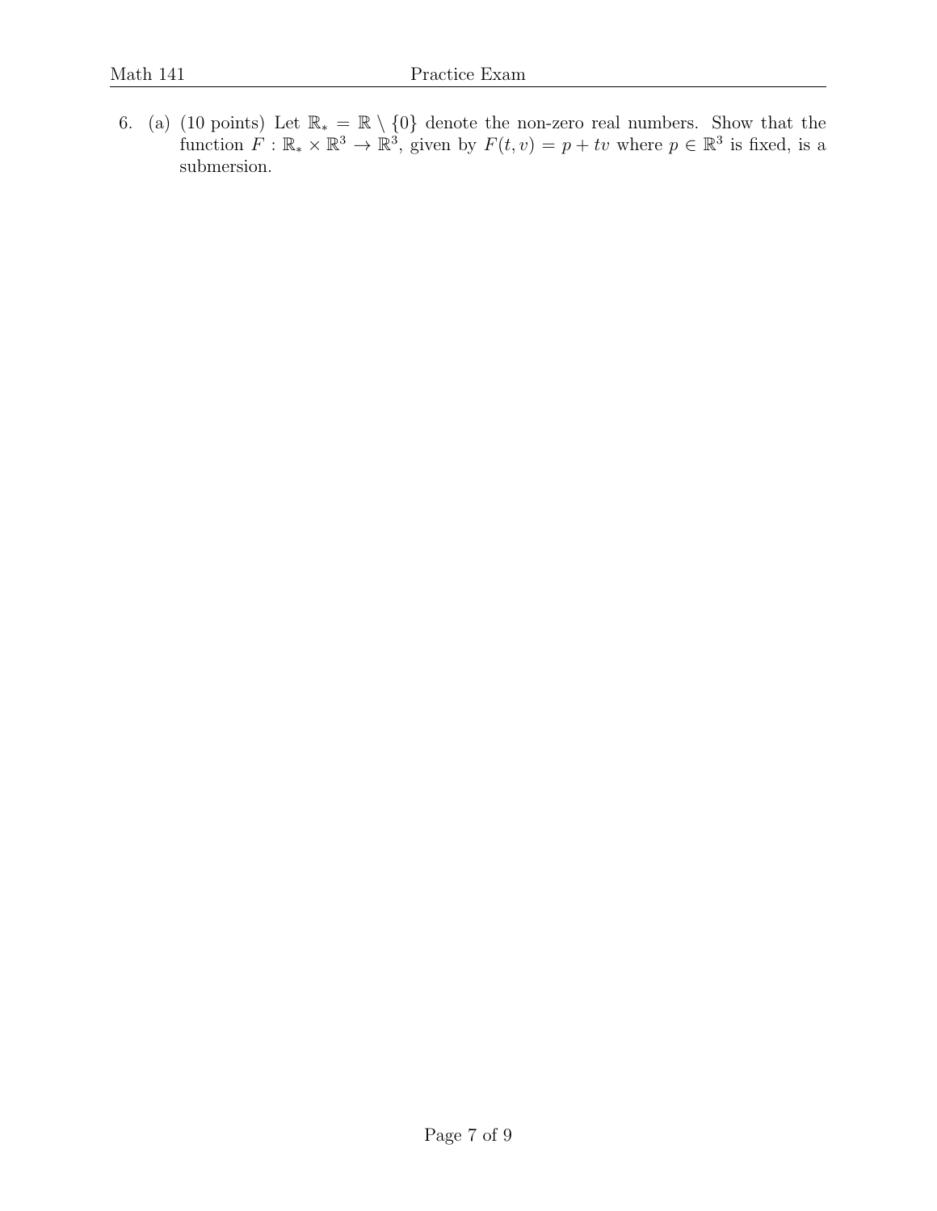6. (a) (10 points) Let $\mathbb{R}_* = \mathbb{R} \setminus \{0\}$ denote the non-zero real numbers. Show that the function $F : \mathbb{R}_* \times \mathbb{R}^3 \to \mathbb{R}^3$, given by $F(t, v) = p + tv$ where $p \in \mathbb{R}^3$ is fixed, is a submersion.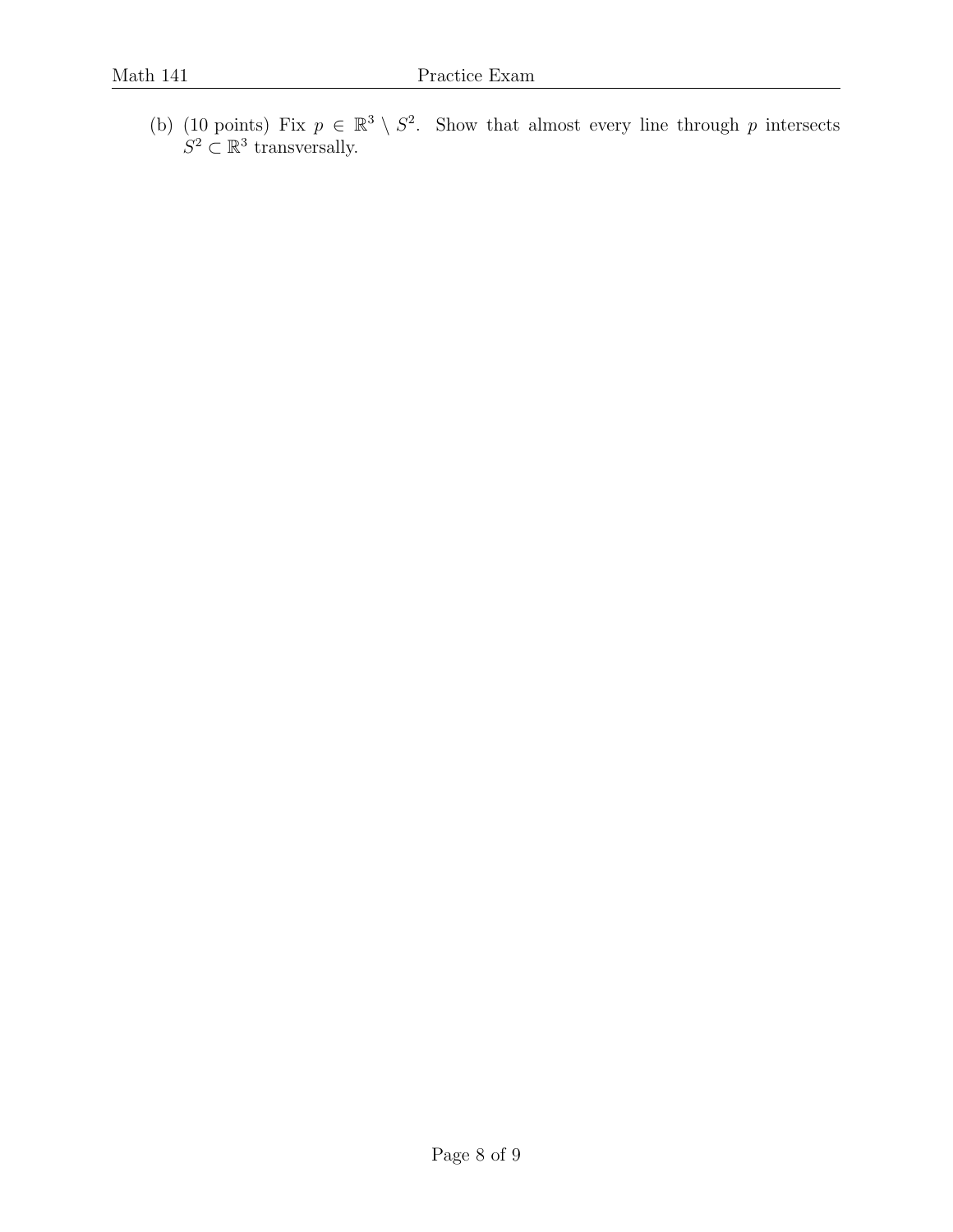(b) (10 points) Fix $p \in \mathbb{R}^3 \setminus S^2$. Show that almost every line through $p$ intersects $S^2 \subset \mathbb{R}^3$ transversally.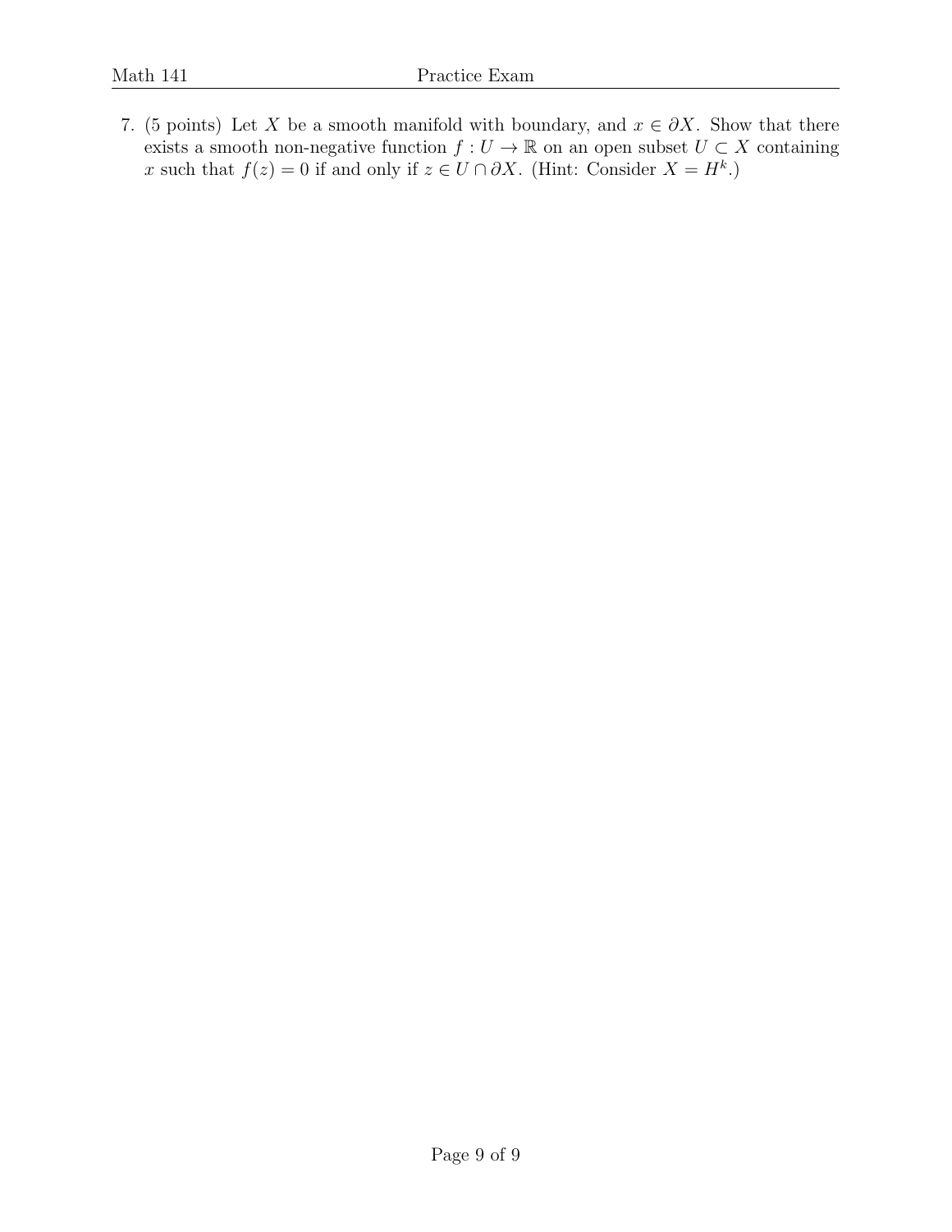7. (5 points) Let $X$ be a smooth manifold with boundary, and $x \in \partial X$. Show that there exists a smooth non-negative function $f : U \to \mathbb{R}$ on an open subset $U \subset X$ containing $x$ such that $f(z) = 0$ if and only if $z \in U \cap \partial X$. (Hint: Consider $X = H^k$.)